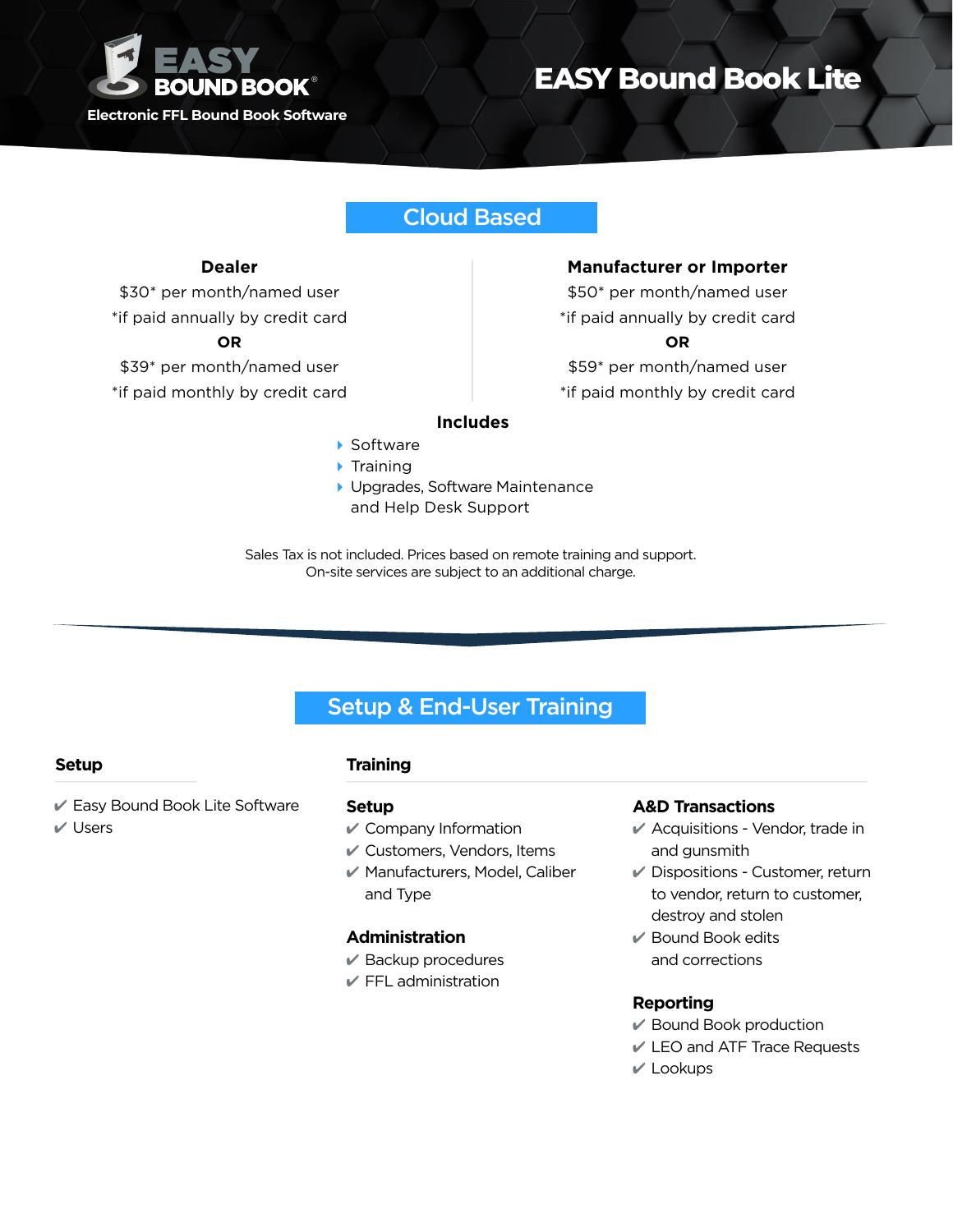EASY BOUND BOOK®

Electronic FFL Bound Book Software

# EASY Bound Book Lite

## Cloud Based

**Dealer**

$30* per month/named user
*if paid annually by credit card
**OR**
$39* per month/named user
*if paid monthly by credit card

**Manufacturer or Importer**

$50* per month/named user
*if paid annually by credit card
**OR**
$59* per month/named user
*if paid monthly by credit card

**Includes**

- Software
- Training
- Upgrades, Software Maintenance and Help Desk Support

Sales Tax is not included. Prices based on remote training and support.
On-site services are subject to an additional charge.

## Setup & End-User Training

### Setup

- ✔ Easy Bound Book Lite Software
- ✔ Users

### Training

**Setup**

- ✔ Company Information
- ✔ Customers, Vendors, Items
- ✔ Manufacturers, Model, Caliber and Type

**Administration**

- ✔ Backup procedures
- ✔ FFL administration

**A&D Transactions**

- ✔ Acquisitions - Vendor, trade in and gunsmith
- ✔ Dispositions - Customer, return to vendor, return to customer, destroy and stolen
- ✔ Bound Book edits and corrections

**Reporting**

- ✔ Bound Book production
- ✔ LEO and ATF Trace Requests
- ✔ Lookups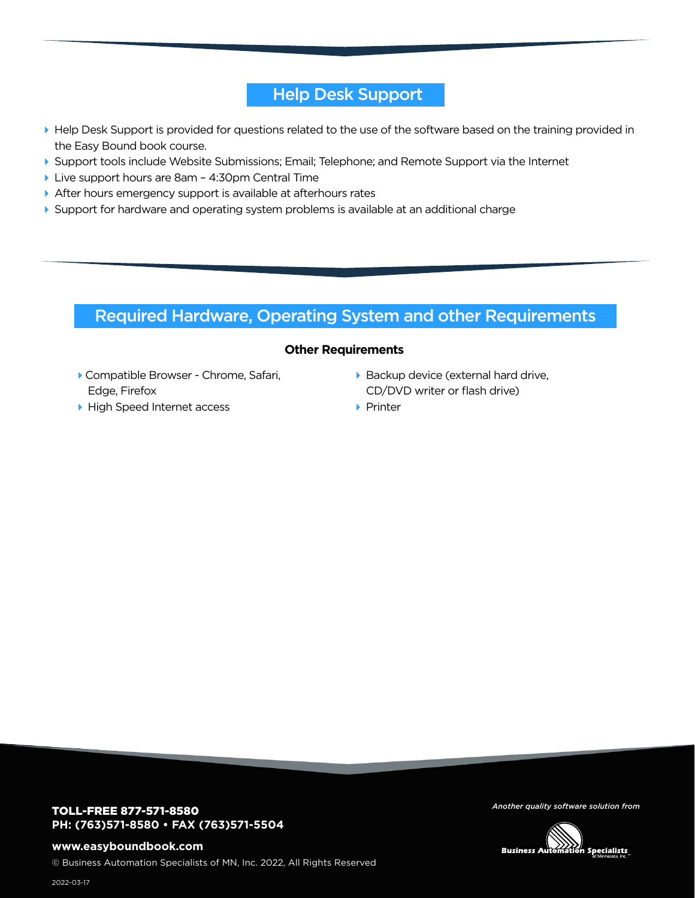## Help Desk Support

- Help Desk Support is provided for questions related to the use of the software based on the training provided in the Easy Bound book course.
- Support tools include Website Submissions; Email; Telephone; and Remote Support via the Internet
- Live support hours are 8am – 4:30pm Central Time
- After hours emergency support is available at afterhours rates
- Support for hardware and operating system problems is available at an additional charge

## Required Hardware, Operating System and other Requirements

### Other Requirements

- Compatible Browser - Chrome, Safari, Edge, Firefox
- High Speed Internet access
- Backup device (external hard drive, CD/DVD writer or flash drive)
- Printer

**TOLL-FREE 877-571-8580**
**PH: (763)571-8580 • FAX (763)571-5504**

**www.easyboundbook.com**

© Business Automation Specialists of MN, Inc. 2022, All Rights Reserved

*Another quality software solution from*

Business Automation Specialists of Minnesota, Inc.

2022-03-17